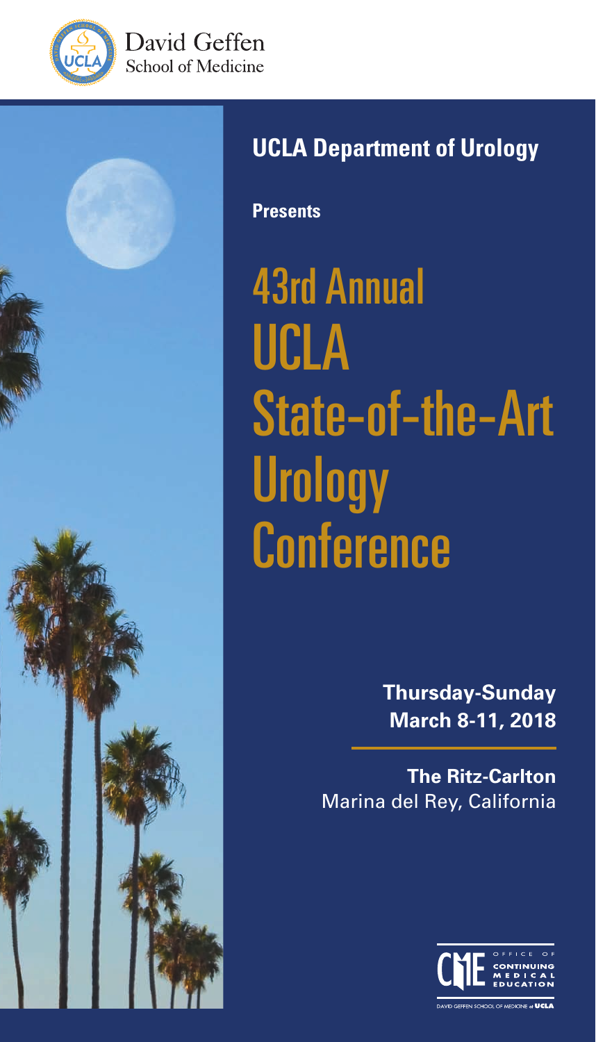David Geffen School of Medicine

**UCLA Department of Urology**

**Presents**

# 43rd Annual UCLA State-of-the-Art Urology Conference

**Thursday-Sunday**
**March 8-11, 2018**

**The Ritz-Carlton**
Marina del Rey, California

Office of Continuing Medical Education
David Geffen School of Medicine at UCLA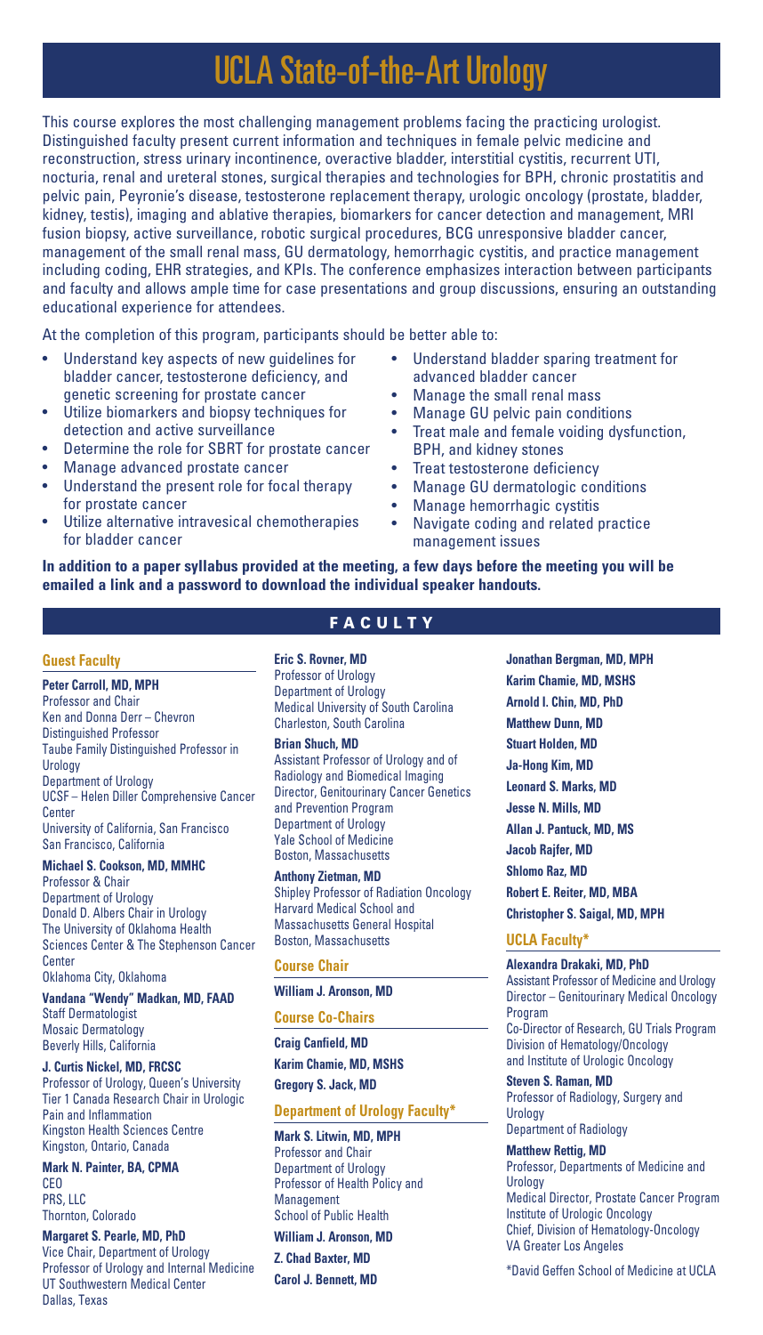# UCLA State-of-the-Art Urology

This course explores the most challenging management problems facing the practicing urologist. Distinguished faculty present current information and techniques in female pelvic medicine and reconstruction, stress urinary incontinence, overactive bladder, interstitial cystitis, recurrent UTI, nocturia, renal and ureteral stones, surgical therapies and technologies for BPH, chronic prostatitis and pelvic pain, Peyronie's disease, testosterone replacement therapy, urologic oncology (prostate, bladder, kidney, testis), imaging and ablative therapies, biomarkers for cancer detection and management, MRI fusion biopsy, active surveillance, robotic surgical procedures, BCG unresponsive bladder cancer, management of the small renal mass, GU dermatology, hemorrhagic cystitis, and practice management including coding, EHR strategies, and KPIs. The conference emphasizes interaction between participants and faculty and allows ample time for case presentations and group discussions, ensuring an outstanding educational experience for attendees.

At the completion of this program, participants should be better able to:

- Understand key aspects of new guidelines for bladder cancer, testosterone deficiency, and genetic screening for prostate cancer
- Utilize biomarkers and biopsy techniques for detection and active surveillance
- Determine the role for SBRT for prostate cancer
- Manage advanced prostate cancer
- Understand the present role for focal therapy for prostate cancer
- Utilize alternative intravesical chemotherapies for bladder cancer
- Understand bladder sparing treatment for advanced bladder cancer
- Manage the small renal mass
- Manage GU pelvic pain conditions
- Treat male and female voiding dysfunction, BPH, and kidney stones
- Treat testosterone deficiency
- Manage GU dermatologic conditions
- Manage hemorrhagic cystitis
- Navigate coding and related practice management issues

**In addition to a paper syllabus provided at the meeting, a few days before the meeting you will be emailed a link and a password to download the individual speaker handouts.**

## FACULTY

### Guest Faculty

**Peter Carroll, MD, MPH**
Professor and Chair
Ken and Donna Derr – Chevron Distinguished Professor
Taube Family Distinguished Professor in Urology
Department of Urology
UCSF – Helen Diller Comprehensive Cancer Center
University of California, San Francisco
San Francisco, California

**Michael S. Cookson, MD, MMHC**
Professor & Chair
Department of Urology
Donald D. Albers Chair in Urology
The University of Oklahoma Health Sciences Center & The Stephenson Cancer Center
Oklahoma City, Oklahoma

**Vandana "Wendy" Madkan, MD, FAAD**
Staff Dermatologist
Mosaic Dermatology
Beverly Hills, California

**J. Curtis Nickel, MD, FRCSC**
Professor of Urology, Queen's University
Tier 1 Canada Research Chair in Urologic Pain and Inflammation
Kingston Health Sciences Centre
Kingston, Ontario, Canada

**Mark N. Painter, BA, CPMA**
CEO
PRS, LLC
Thornton, Colorado

**Margaret S. Pearle, MD, PhD**
Vice Chair, Department of Urology
Professor of Urology and Internal Medicine
UT Southwestern Medical Center
Dallas, Texas

**Eric S. Rovner, MD**
Professor of Urology
Department of Urology
Medical University of South Carolina
Charleston, South Carolina

**Brian Shuch, MD**
Assistant Professor of Urology and of Radiology and Biomedical Imaging
Director, Genitourinary Cancer Genetics and Prevention Program
Department of Urology
Yale School of Medicine
Boston, Massachusetts

**Anthony Zietman, MD**
Shipley Professor of Radiation Oncology
Harvard Medical School and Massachusetts General Hospital
Boston, Massachusetts

### Course Chair

**William J. Aronson, MD**

### Course Co-Chairs

**Craig Canfield, MD**

**Karim Chamie, MD, MSHS**

**Gregory S. Jack, MD**

### Department of Urology Faculty*

**Mark S. Litwin, MD, MPH**
Professor and Chair
Department of Urology
Professor of Health Policy and Management
School of Public Health

**William J. Aronson, MD**

**Z. Chad Baxter, MD**

**Carol J. Bennett, MD**

**Jonathan Bergman, MD, MPH**

**Karim Chamie, MD, MSHS**

**Arnold I. Chin, MD, PhD**

**Matthew Dunn, MD**

**Stuart Holden, MD**

**Ja-Hong Kim, MD**

**Leonard S. Marks, MD**

**Jesse N. Mills, MD**

**Allan J. Pantuck, MD, MS**

**Jacob Rajfer, MD**

**Shlomo Raz, MD**

**Robert E. Reiter, MD, MBA**

**Christopher S. Saigal, MD, MPH**

### UCLA Faculty*

**Alexandra Drakaki, MD, PhD**
Assistant Professor of Medicine and Urology
Director – Genitourinary Medical Oncology Program
Co-Director of Research, GU Trials Program
Division of Hematology/Oncology and Institute of Urologic Oncology

**Steven S. Raman, MD**
Professor of Radiology, Surgery and Urology
Department of Radiology

**Matthew Rettig, MD**
Professor, Departments of Medicine and Urology
Medical Director, Prostate Cancer Program
Institute of Urologic Oncology
Chief, Division of Hematology-Oncology
VA Greater Los Angeles

*David Geffen School of Medicine at UCLA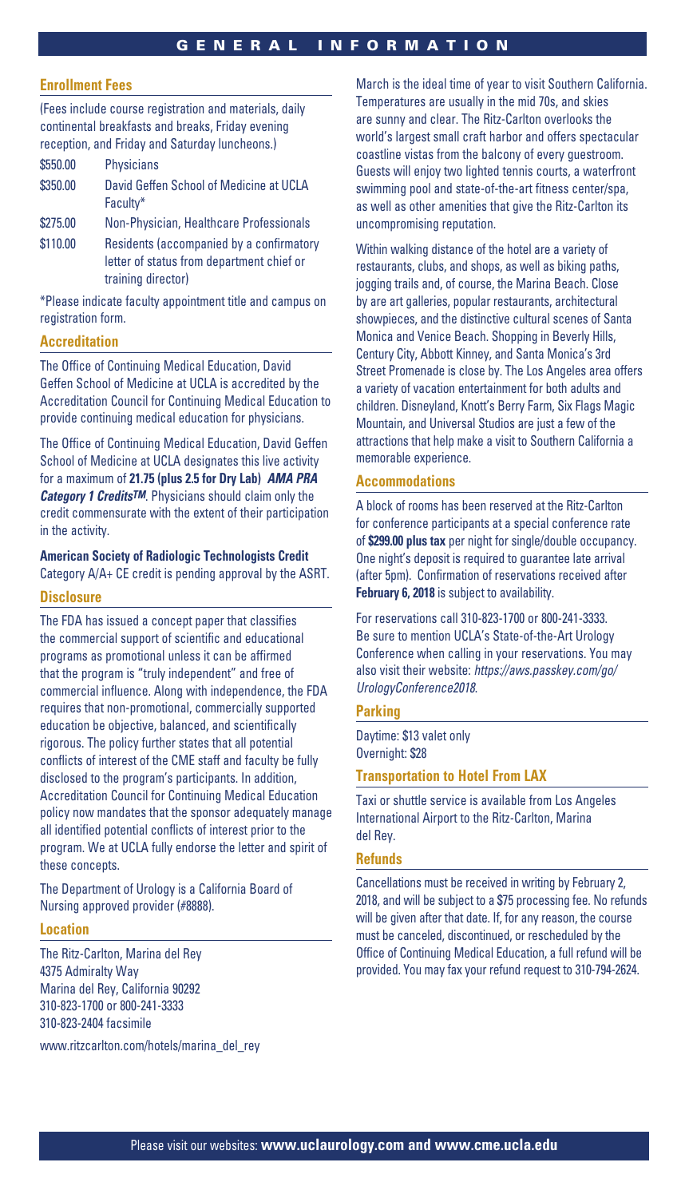# GENERAL INFORMATION

## Enrollment Fees

(Fees include course registration and materials, daily continental breakfasts and breaks, Friday evening reception, and Friday and Saturday luncheons.)

| | |
|---|---|
| \$550.00 | Physicians |
| \$350.00 | David Geffen School of Medicine at UCLA Faculty* |
| \$275.00 | Non-Physician, Healthcare Professionals |
| \$110.00 | Residents (accompanied by a confirmatory letter of status from department chief or training director) |

*Please indicate faculty appointment title and campus on registration form.

## Accreditation

The Office of Continuing Medical Education, David Geffen School of Medicine at UCLA is accredited by the Accreditation Council for Continuing Medical Education to provide continuing medical education for physicians.

The Office of Continuing Medical Education, David Geffen School of Medicine at UCLA designates this live activity for a maximum of **21.75 (plus 2.5 for Dry Lab)** ***AMA PRA Category 1 Credits™***. Physicians should claim only the credit commensurate with the extent of their participation in the activity.

**American Society of Radiologic Technologists Credit**
Category A/A+ CE credit is pending approval by the ASRT.

## Disclosure

The FDA has issued a concept paper that classifies the commercial support of scientific and educational programs as promotional unless it can be affirmed that the program is "truly independent" and free of commercial influence. Along with independence, the FDA requires that non-promotional, commercially supported education be objective, balanced, and scientifically rigorous. The policy further states that all potential conflicts of interest of the CME staff and faculty be fully disclosed to the program's participants. In addition, Accreditation Council for Continuing Medical Education policy now mandates that the sponsor adequately manage all identified potential conflicts of interest prior to the program. We at UCLA fully endorse the letter and spirit of these concepts.

The Department of Urology is a California Board of Nursing approved provider (#8888).

## Location

The Ritz-Carlton, Marina del Rey
4375 Admiralty Way
Marina del Rey, California 90292
310-823-1700 or 800-241-3333
310-823-2404 facsimile

www.ritzcarlton.com/hotels/marina_del_rey

March is the ideal time of year to visit Southern California. Temperatures are usually in the mid 70s, and skies are sunny and clear. The Ritz-Carlton overlooks the world's largest small craft harbor and offers spectacular coastline vistas from the balcony of every guestroom. Guests will enjoy two lighted tennis courts, a waterfront swimming pool and state-of-the-art fitness center/spa, as well as other amenities that give the Ritz-Carlton its uncompromising reputation.

Within walking distance of the hotel are a variety of restaurants, clubs, and shops, as well as biking paths, jogging trails and, of course, the Marina Beach. Close by are art galleries, popular restaurants, architectural showpieces, and the distinctive cultural scenes of Santa Monica and Venice Beach. Shopping in Beverly Hills, Century City, Abbott Kinney, and Santa Monica's 3rd Street Promenade is close by. The Los Angeles area offers a variety of vacation entertainment for both adults and children. Disneyland, Knott's Berry Farm, Six Flags Magic Mountain, and Universal Studios are just a few of the attractions that help make a visit to Southern California a memorable experience.

## Accommodations

A block of rooms has been reserved at the Ritz-Carlton for conference participants at a special conference rate of **\$299.00 plus tax** per night for single/double occupancy. One night's deposit is required to guarantee late arrival (after 5pm). Confirmation of reservations received after **February 6, 2018** is subject to availability.

For reservations call 310-823-1700 or 800-241-3333. Be sure to mention UCLA's State-of-the-Art Urology Conference when calling in your reservations. You may also visit their website: *https://aws.passkey.com/go/UrologyConference2018*.

## Parking

Daytime: \$13 valet only
Overnight: \$28

## Transportation to Hotel From LAX

Taxi or shuttle service is available from Los Angeles International Airport to the Ritz-Carlton, Marina del Rey.

## Refunds

Cancellations must be received in writing by February 2, 2018, and will be subject to a \$75 processing fee. No refunds will be given after that date. If, for any reason, the course must be canceled, discontinued, or rescheduled by the Office of Continuing Medical Education, a full refund will be provided. You may fax your refund request to 310-794-2624.

Please visit our websites: **www.uclaurology.com and www.cme.ucla.edu**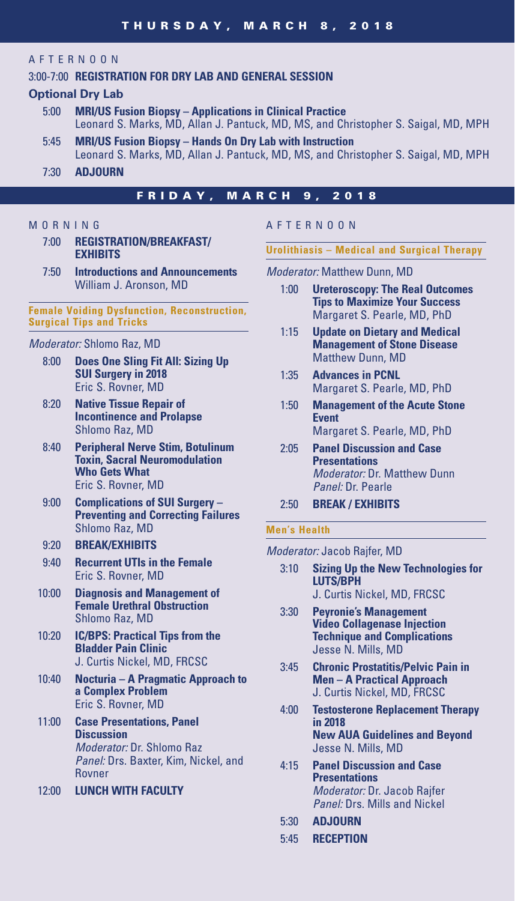## THURSDAY, MARCH 8, 2018

### AFTERNOON

3:00-7:00 **REGISTRATION FOR DRY LAB AND GENERAL SESSION**

**Optional Dry Lab**

- 5:00 **MRI/US Fusion Biopsy – Applications in Clinical Practice**
  Leonard S. Marks, MD, Allan J. Pantuck, MD, MS, and Christopher S. Saigal, MD, MPH
- 5:45 **MRI/US Fusion Biopsy – Hands On Dry Lab with Instruction**
  Leonard S. Marks, MD, Allan J. Pantuck, MD, MS, and Christopher S. Saigal, MD, MPH
- 7:30 **ADJOURN**

## FRIDAY, MARCH 9, 2018

### MORNING

- 7:00 **REGISTRATION/BREAKFAST/ EXHIBITS**
- 7:50 **Introductions and Announcements**
  William J. Aronson, MD

**Female Voiding Dysfunction, Reconstruction, Surgical Tips and Tricks**

*Moderator:* Shlomo Raz, MD

- 8:00 **Does One Sling Fit All: Sizing Up SUI Surgery in 2018**
  Eric S. Rovner, MD
- 8:20 **Native Tissue Repair of Incontinence and Prolapse**
  Shlomo Raz, MD
- 8:40 **Peripheral Nerve Stim, Botulinum Toxin, Sacral Neuromodulation Who Gets What**
  Eric S. Rovner, MD
- 9:00 **Complications of SUI Surgery – Preventing and Correcting Failures**
  Shlomo Raz, MD
- 9:20 **BREAK/EXHIBITS**
- 9:40 **Recurrent UTIs in the Female**
  Eric S. Rovner, MD
- 10:00 **Diagnosis and Management of Female Urethral Obstruction**
  Shlomo Raz, MD
- 10:20 **IC/BPS: Practical Tips from the Bladder Pain Clinic**
  J. Curtis Nickel, MD, FRCSC
- 10:40 **Nocturia – A Pragmatic Approach to a Complex Problem**
  Eric S. Rovner, MD
- 11:00 **Case Presentations, Panel Discussion**
  *Moderator:* Dr. Shlomo Raz
  *Panel:* Drs. Baxter, Kim, Nickel, and Rovner
- 12:00 **LUNCH WITH FACULTY**

### AFTERNOON

**Urolithiasis – Medical and Surgical Therapy**

*Moderator:* Matthew Dunn, MD

- 1:00 **Ureteroscopy: The Real Outcomes Tips to Maximize Your Success**
  Margaret S. Pearle, MD, PhD
- 1:15 **Update on Dietary and Medical Management of Stone Disease**
  Matthew Dunn, MD
- 1:35 **Advances in PCNL**
  Margaret S. Pearle, MD, PhD
- 1:50 **Management of the Acute Stone Event**
  Margaret S. Pearle, MD, PhD
- 2:05 **Panel Discussion and Case Presentations**
  *Moderator:* Dr. Matthew Dunn
  *Panel:* Dr. Pearle
- 2:50 **BREAK / EXHIBITS**

**Men's Health**

*Moderator:* Jacob Rajfer, MD

- 3:10 **Sizing Up the New Technologies for LUTS/BPH**
  J. Curtis Nickel, MD, FRCSC
- 3:30 **Peyronie's Management Video Collagenase Injection Technique and Complications**
  Jesse N. Mills, MD
- 3:45 **Chronic Prostatitis/Pelvic Pain in Men – A Practical Approach**
  J. Curtis Nickel, MD, FRCSC
- 4:00 **Testosterone Replacement Therapy in 2018 New AUA Guidelines and Beyond**
  Jesse N. Mills, MD
- 4:15 **Panel Discussion and Case Presentations**
  *Moderator:* Dr. Jacob Rajfer
  *Panel:* Drs. Mills and Nickel
- 5:30 **ADJOURN**
- 5:45 **RECEPTION**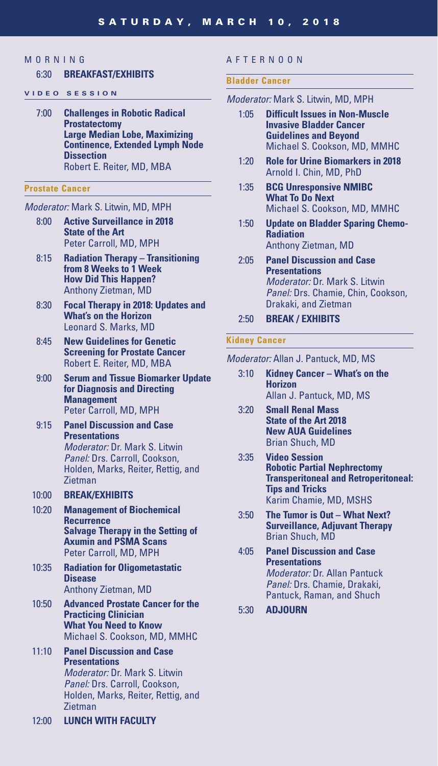# SATURDAY, MARCH 10, 2018

## MORNING

**6:30 BREAKFAST/EXHIBITS**

### VIDEO SESSION

**7:00 Challenges in Robotic Radical Prostatectomy**
**Large Median Lobe, Maximizing Continence, Extended Lymph Node Dissection**
Robert E. Reiter, MD, MBA

### Prostate Cancer

*Moderator:* Mark S. Litwin, MD, MPH

**8:00 Active Surveillance in 2018**
**State of the Art**
Peter Carroll, MD, MPH

**8:15 Radiation Therapy – Transitioning from 8 Weeks to 1 Week**
**How Did This Happen?**
Anthony Zietman, MD

**8:30 Focal Therapy in 2018: Updates and What's on the Horizon**
Leonard S. Marks, MD

**8:45 New Guidelines for Genetic Screening for Prostate Cancer**
Robert E. Reiter, MD, MBA

**9:00 Serum and Tissue Biomarker Update for Diagnosis and Directing Management**
Peter Carroll, MD, MPH

**9:15 Panel Discussion and Case Presentations**
*Moderator:* Dr. Mark S. Litwin
*Panel:* Drs. Carroll, Cookson, Holden, Marks, Reiter, Rettig, and Zietman

**10:00 BREAK/EXHIBITS**

**10:20 Management of Biochemical Recurrence**
**Salvage Therapy in the Setting of Axumin and PSMA Scans**
Peter Carroll, MD, MPH

**10:35 Radiation for Oligometastatic Disease**
Anthony Zietman, MD

**10:50 Advanced Prostate Cancer for the Practicing Clinician**
**What You Need to Know**
Michael S. Cookson, MD, MMHC

**11:10 Panel Discussion and Case Presentations**
*Moderator:* Dr. Mark S. Litwin
*Panel:* Drs. Carroll, Cookson, Holden, Marks, Reiter, Rettig, and Zietman

**12:00 LUNCH WITH FACULTY**

## AFTERNOON

### Bladder Cancer

*Moderator:* Mark S. Litwin, MD, MPH

**1:05 Difficult Issues in Non-Muscle Invasive Bladder Cancer**
**Guidelines and Beyond**
Michael S. Cookson, MD, MMHC

**1:20 Role for Urine Biomarkers in 2018**
Arnold I. Chin, MD, PhD

**1:35 BCG Unresponsive NMIBC**
**What To Do Next**
Michael S. Cookson, MD, MMHC

**1:50 Update on Bladder Sparing Chemo-Radiation**
Anthony Zietman, MD

**2:05 Panel Discussion and Case Presentations**
*Moderator:* Dr. Mark S. Litwin
*Panel:* Drs. Chamie, Chin, Cookson, Drakaki, and Zietman

**2:50 BREAK / EXHIBITS**

### Kidney Cancer

*Moderator:* Allan J. Pantuck, MD, MS

**3:10 Kidney Cancer – What's on the Horizon**
Allan J. Pantuck, MD, MS

**3:20 Small Renal Mass**
**State of the Art 2018**
**New AUA Guidelines**
Brian Shuch, MD

**3:35 Video Session**
**Robotic Partial Nephrectomy**
**Transperitoneal and Retroperitoneal: Tips and Tricks**
Karim Chamie, MD, MSHS

**3:50 The Tumor is Out – What Next?**
**Surveillance, Adjuvant Therapy**
Brian Shuch, MD

**4:05 Panel Discussion and Case Presentations**
*Moderator:* Dr. Allan Pantuck
*Panel:* Drs. Chamie, Drakaki, Pantuck, Raman, and Shuch

**5:30 ADJOURN**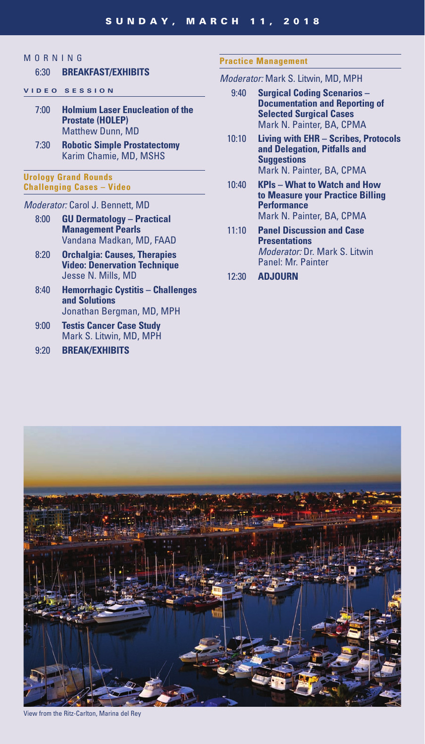# SUNDAY, MARCH 11, 2018

## MORNING

6:30 **BREAKFAST/EXHIBITS**

### VIDEO SESSION

7:00 **Holmium Laser Enucleation of the Prostate (HOLEP)**
Matthew Dunn, MD

7:30 **Robotic Simple Prostatectomy**
Karim Chamie, MD, MSHS

### Urology Grand Rounds Challenging Cases – Video

*Moderator:* Carol J. Bennett, MD

8:00 **GU Dermatology – Practical Management Pearls**
Vandana Madkan, MD, FAAD

8:20 **Orchalgia: Causes, Therapies Video: Denervation Technique**
Jesse N. Mills, MD

8:40 **Hemorrhagic Cystitis – Challenges and Solutions**
Jonathan Bergman, MD, MPH

9:00 **Testis Cancer Case Study**
Mark S. Litwin, MD, MPH

9:20 **BREAK/EXHIBITS**

### Practice Management

*Moderator:* Mark S. Litwin, MD, MPH

9:40 **Surgical Coding Scenarios – Documentation and Reporting of Selected Surgical Cases**
Mark N. Painter, BA, CPMA

10:10 **Living with EHR – Scribes, Protocols and Delegation, Pitfalls and Suggestions**
Mark N. Painter, BA, CPMA

10:40 **KPIs – What to Watch and How to Measure your Practice Billing Performance**
Mark N. Painter, BA, CPMA

11:10 **Panel Discussion and Case Presentations**
*Moderator:* Dr. Mark S. Litwin
Panel: Mr. Painter

12:30 **ADJOURN**

View from the Ritz-Carlton, Marina del Rey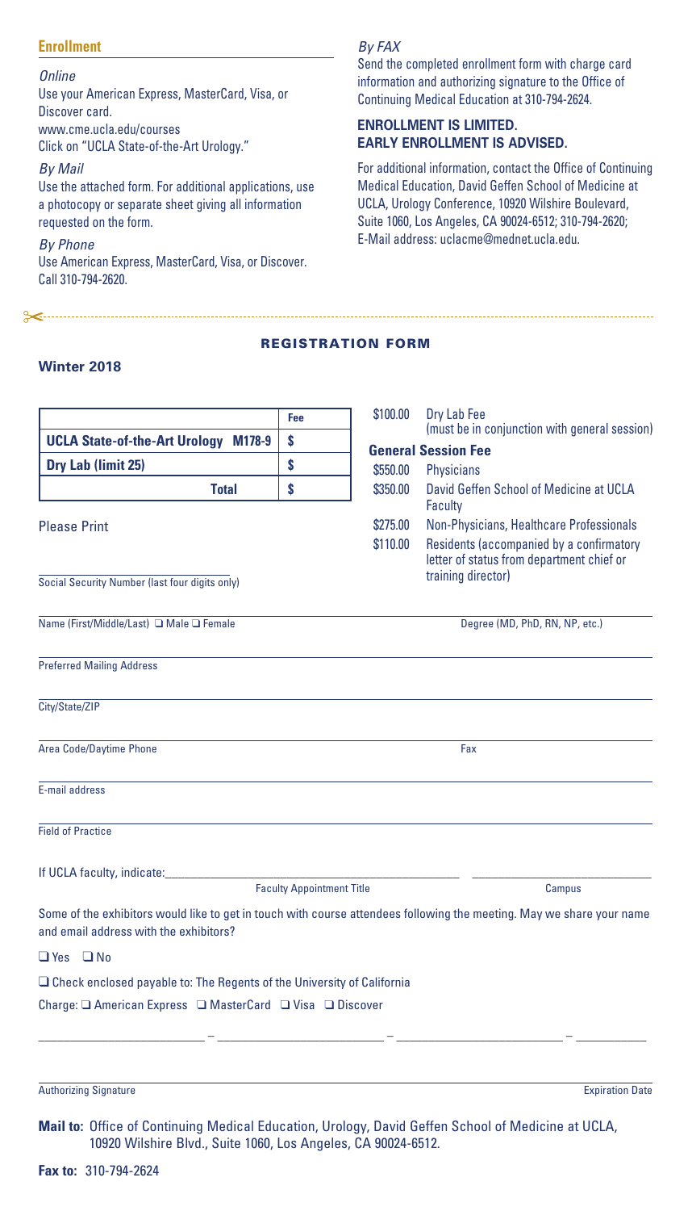## Enrollment

*Online*

Use your American Express, MasterCard, Visa, or Discover card.
www.cme.ucla.edu/courses
Click on "UCLA State-of-the-Art Urology."

*By Mail*

Use the attached form. For additional applications, use a photocopy or separate sheet giving all information requested on the form.

*By Phone*

Use American Express, MasterCard, Visa, or Discover. Call 310-794-2620.

*By FAX*

Send the completed enrollment form with charge card information and authorizing signature to the Office of Continuing Medical Education at 310-794-2624.

**ENROLLMENT IS LIMITED.**
**EARLY ENROLLMENT IS ADVISED.**

For additional information, contact the Office of Continuing Medical Education, David Geffen School of Medicine at UCLA, Urology Conference, 10920 Wilshire Boulevard, Suite 1060, Los Angeles, CA 90024-6512; 310-794-2620; E-Mail address: uclacme@mednet.ucla.edu.

## REGISTRATION FORM

**Winter 2018**

| | Fee |
|---|---|
| **UCLA State-of-the-Art Urology M178-9** | **$** |
| **Dry Lab (limit 25)** | **$** |
| **Total** | **$** |

| | |
|---|---|
| $100.00 | Dry Lab Fee (must be in conjunction with general session) |
| **General Session Fee** | |
| $550.00 | Physicians |
| $350.00 | David Geffen School of Medicine at UCLA Faculty |
| $275.00 | Non-Physicians, Healthcare Professionals |
| $110.00 | Residents (accompanied by a confirmatory letter of status from department chief or training director) |

Please Print

Social Security Number (last four digits only)

Name (First/Middle/Last) ❑ Male ❑ Female	Degree (MD, PhD, RN, NP, etc.)

Preferred Mailing Address

City/State/ZIP

Area Code/Daytime Phone	Fax

E-mail address

Field of Practice

If UCLA faculty, indicate: ______________ Faculty Appointment Title ______________ Campus

Some of the exhibitors would like to get in touch with course attendees following the meeting. May we share your name and email address with the exhibitors?

❑ Yes ❑ No

❑ Check enclosed payable to: The Regents of the University of California

Charge: ❑ American Express ❑ MasterCard ❑ Visa ❑ Discover

____________ – ____________ – ____________ – ______

Authorizing Signature	Expiration Date

**Mail to:** Office of Continuing Medical Education, Urology, David Geffen School of Medicine at UCLA, 10920 Wilshire Blvd., Suite 1060, Los Angeles, CA 90024-6512.

**Fax to:** 310-794-2624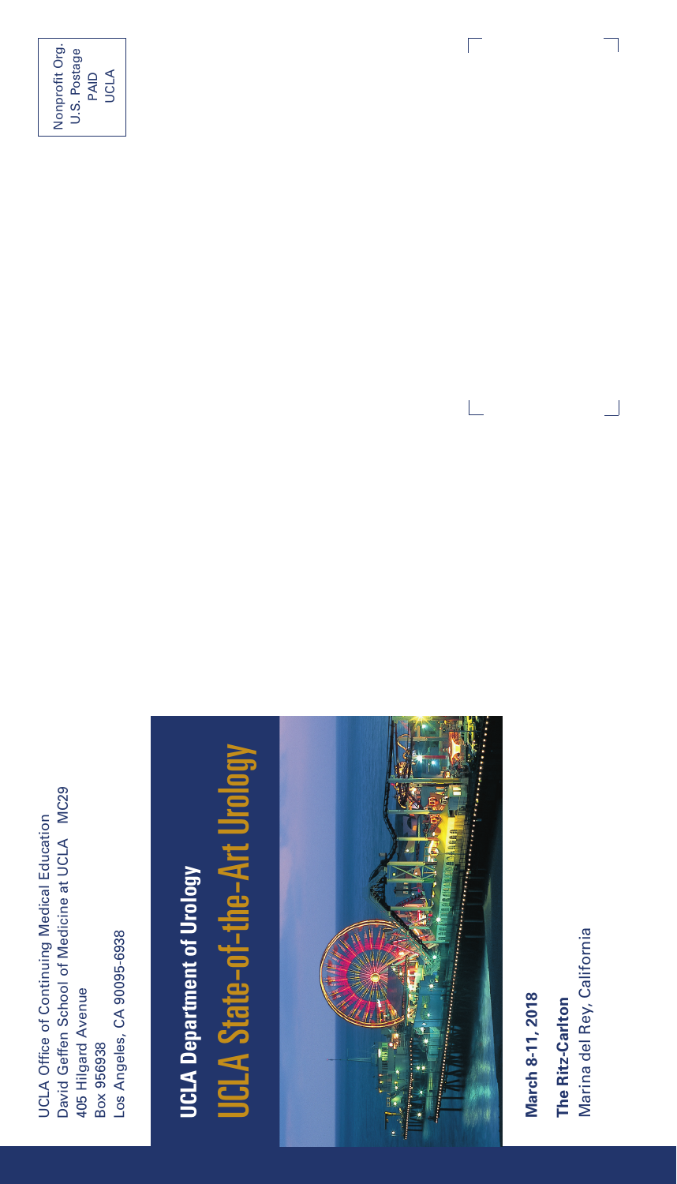UCLA Office of Continuing Medical Education
David Geffen School of Medicine at UCLA MC29
405 Hilgard Avenue
Box 956938
Los Angeles, CA 90095-6938

Nonprofit Org.
U.S. Postage
PAID
UCLA

**UCLA Department of Urology**

# UCLA State-of-the-Art Urology

**March 8-11, 2018**

**The Ritz-Carlton**
Marina del Rey, California